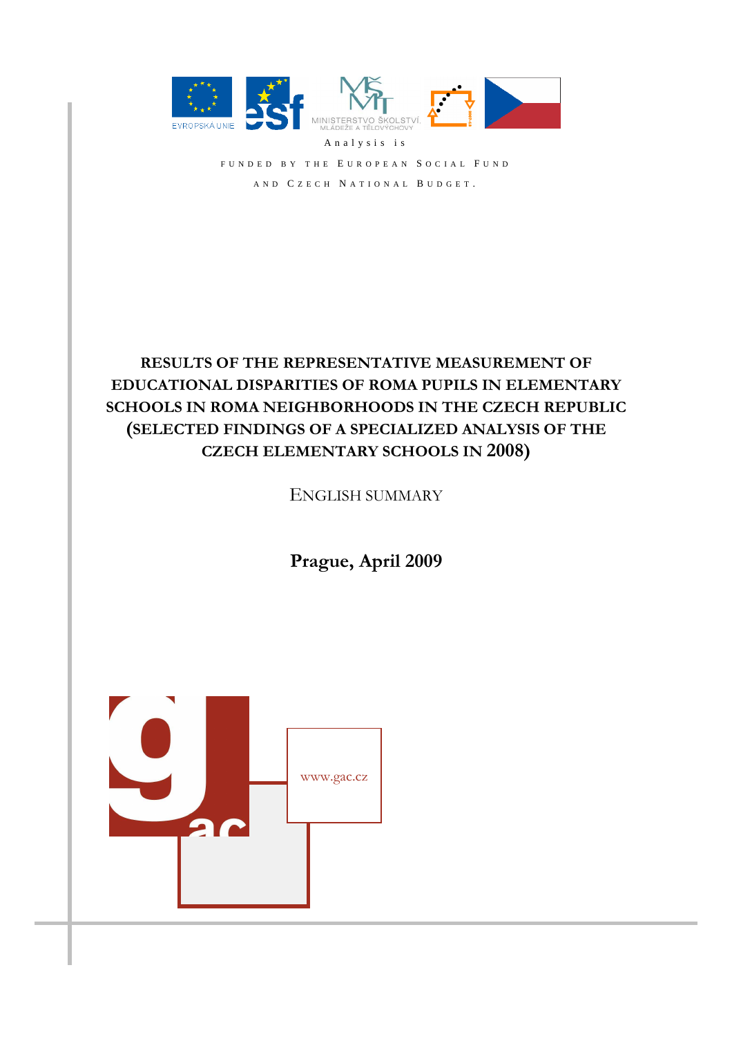Analysis is

FUNDED BY THE EUROPEAN SOCIAL FUND AND CZECH NATIONAL BUDGET.

# RESULTS OF THE REPRESENTATIVE MEASUREMENT OF EDUCATIONAL DISPARITIES OF ROMA PUPILS IN ELEMENTARY SCHOOLS IN ROMA NEIGHBORHOODS IN THE CZECH REPUBLIC (SELECTED FINDINGS OF A SPECIALIZED ANALYSIS OF THE CZECH ELEMENTARY SCHOOLS IN 2008)

ENGLISH SUMMARY

**Prague, April 2009**

www.gac.cz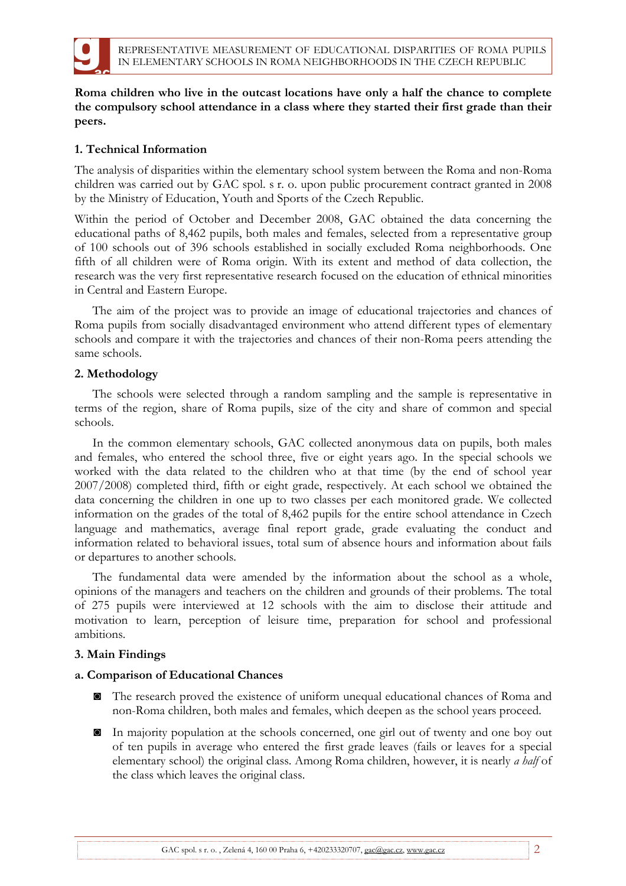**Roma children who live in the outcast locations have only a half the chance to complete the compulsory school attendance in a class where they started their first grade than their peers.**

## 1. Technical Information

The analysis of disparities within the elementary school system between the Roma and non-Roma children was carried out by GAC spol. s r. o. upon public procurement contract granted in 2008 by the Ministry of Education, Youth and Sports of the Czech Republic.

Within the period of October and December 2008, GAC obtained the data concerning the educational paths of 8,462 pupils, both males and females, selected from a representative group of 100 schools out of 396 schools established in socially excluded Roma neighborhoods. One fifth of all children were of Roma origin. With its extent and method of data collection, the research was the very first representative research focused on the education of ethnical minorities in Central and Eastern Europe.

The aim of the project was to provide an image of educational trajectories and chances of Roma pupils from socially disadvantaged environment who attend different types of elementary schools and compare it with the trajectories and chances of their non-Roma peers attending the same schools.

## 2. Methodology

The schools were selected through a random sampling and the sample is representative in terms of the region, share of Roma pupils, size of the city and share of common and special schools.

In the common elementary schools, GAC collected anonymous data on pupils, both males and females, who entered the school three, five or eight years ago. In the special schools we worked with the data related to the children who at that time (by the end of school year 2007/2008) completed third, fifth or eight grade, respectively. At each school we obtained the data concerning the children in one up to two classes per each monitored grade. We collected information on the grades of the total of 8,462 pupils for the entire school attendance in Czech language and mathematics, average final report grade, grade evaluating the conduct and information related to behavioral issues, total sum of absence hours and information about fails or departures to another schools.

The fundamental data were amended by the information about the school as a whole, opinions of the managers and teachers on the children and grounds of their problems. The total of 275 pupils were interviewed at 12 schools with the aim to disclose their attitude and motivation to learn, perception of leisure time, preparation for school and professional ambitions.

## 3. Main Findings

### a. Comparison of Educational Chances

- The research proved the existence of uniform unequal educational chances of Roma and non-Roma children, both males and females, which deepen as the school years proceed.
- In majority population at the schools concerned, one girl out of twenty and one boy out of ten pupils in average who entered the first grade leaves (fails or leaves for a special elementary school) the original class. Among Roma children, however, it is nearly *a half* of the class which leaves the original class.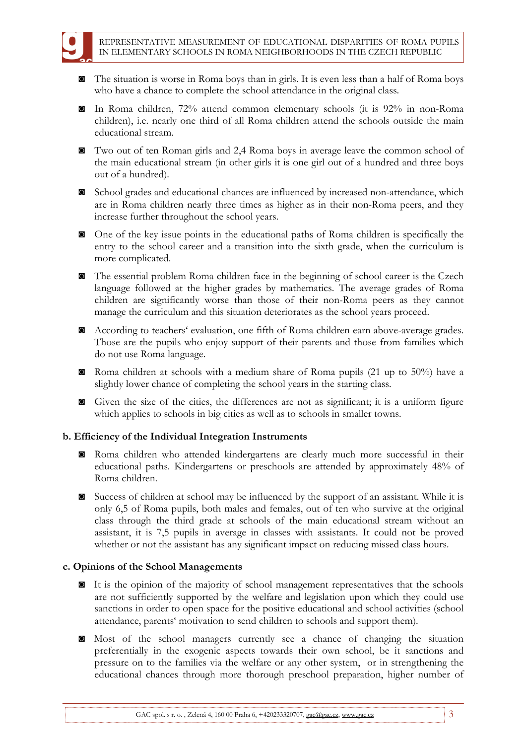- The situation is worse in Roma boys than in girls. It is even less than a half of Roma boys who have a chance to complete the school attendance in the original class.
- In Roma children, 72% attend common elementary schools (it is 92% in non-Roma children), i.e. nearly one third of all Roma children attend the schools outside the main educational stream.
- Two out of ten Roman girls and 2,4 Roma boys in average leave the common school of the main educational stream (in other girls it is one girl out of a hundred and three boys out of a hundred).
- School grades and educational chances are influenced by increased non-attendance, which are in Roma children nearly three times as higher as in their non-Roma peers, and they increase further throughout the school years.
- One of the key issue points in the educational paths of Roma children is specifically the entry to the school career and a transition into the sixth grade, when the curriculum is more complicated.
- The essential problem Roma children face in the beginning of school career is the Czech language followed at the higher grades by mathematics. The average grades of Roma children are significantly worse than those of their non-Roma peers as they cannot manage the curriculum and this situation deteriorates as the school years proceed.
- According to teachers' evaluation, one fifth of Roma children earn above-average grades. Those are the pupils who enjoy support of their parents and those from families which do not use Roma language.
- Roma children at schools with a medium share of Roma pupils (21 up to 50%) have a slightly lower chance of completing the school years in the starting class.
- Given the size of the cities, the differences are not as significant; it is a uniform figure which applies to schools in big cities as well as to schools in smaller towns.

**b. Efficiency of the Individual Integration Instruments**

- Roma children who attended kindergartens are clearly much more successful in their educational paths. Kindergartens or preschools are attended by approximately 48% of Roma children.
- Success of children at school may be influenced by the support of an assistant. While it is only 6,5 of Roma pupils, both males and females, out of ten who survive at the original class through the third grade at schools of the main educational stream without an assistant, it is 7,5 pupils in average in classes with assistants. It could not be proved whether or not the assistant has any significant impact on reducing missed class hours.

**c. Opinions of the School Managements**

- It is the opinion of the majority of school management representatives that the schools are not sufficiently supported by the welfare and legislation upon which they could use sanctions in order to open space for the positive educational and school activities (school attendance, parents' motivation to send children to schools and support them).
- Most of the school managers currently see a chance of changing the situation preferentially in the exogenic aspects towards their own school, be it sanctions and pressure on to the families via the welfare or any other system, or in strengthening the educational chances through more thorough preschool preparation, higher number of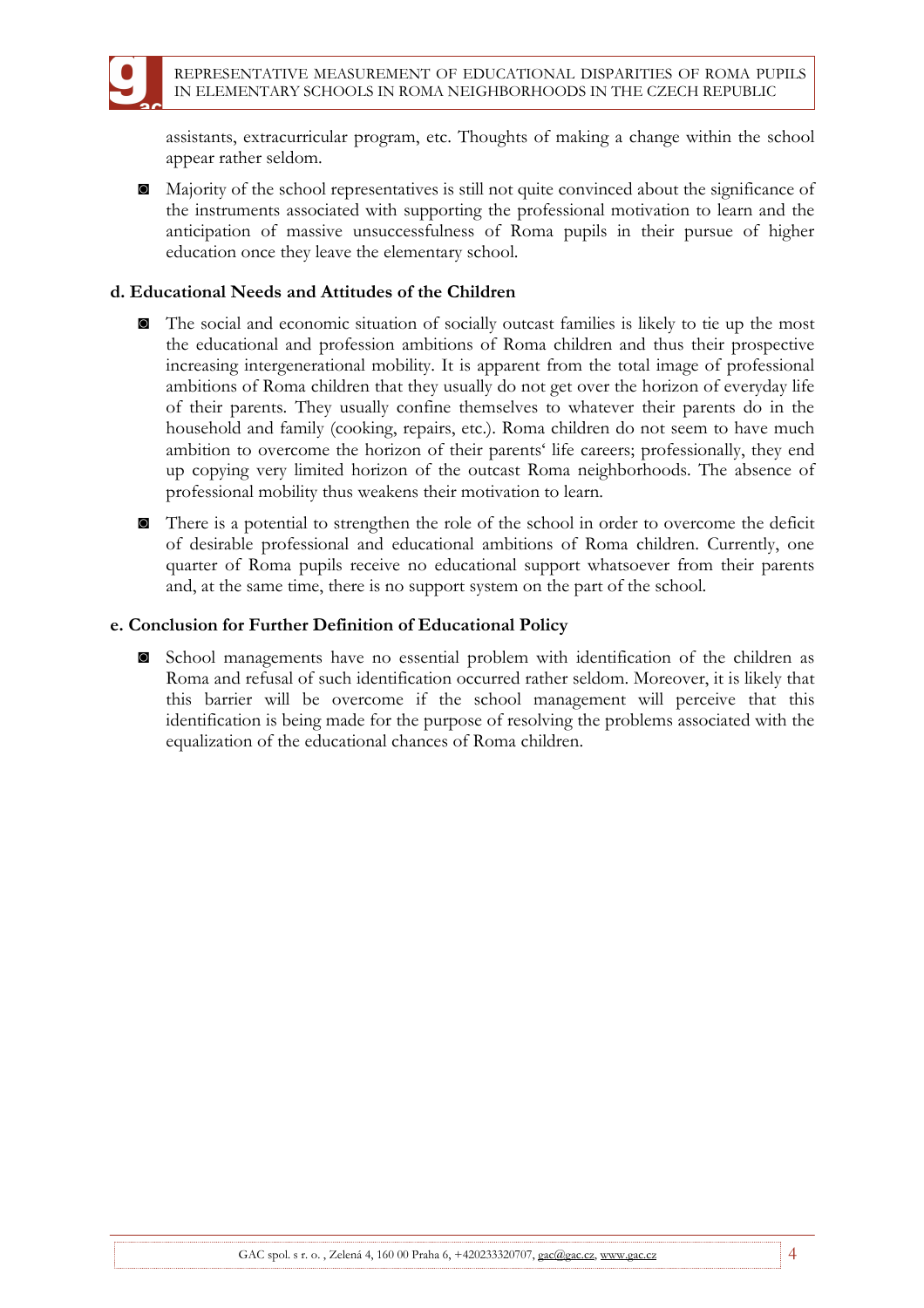assistants, extracurricular program, etc. Thoughts of making a change within the school appear rather seldom.

- Majority of the school representatives is still not quite convinced about the significance of the instruments associated with supporting the professional motivation to learn and the anticipation of massive unsuccessfulness of Roma pupils in their pursue of higher education once they leave the elementary school.

### d. Educational Needs and Attitudes of the Children

- The social and economic situation of socially outcast families is likely to tie up the most the educational and profession ambitions of Roma children and thus their prospective increasing intergenerational mobility. It is apparent from the total image of professional ambitions of Roma children that they usually do not get over the horizon of everyday life of their parents. They usually confine themselves to whatever their parents do in the household and family (cooking, repairs, etc.). Roma children do not seem to have much ambition to overcome the horizon of their parents' life careers; professionally, they end up copying very limited horizon of the outcast Roma neighborhoods. The absence of professional mobility thus weakens their motivation to learn.

- There is a potential to strengthen the role of the school in order to overcome the deficit of desirable professional and educational ambitions of Roma children. Currently, one quarter of Roma pupils receive no educational support whatsoever from their parents and, at the same time, there is no support system on the part of the school.

### e. Conclusion for Further Definition of Educational Policy

- School managements have no essential problem with identification of the children as Roma and refusal of such identification occurred rather seldom. Moreover, it is likely that this barrier will be overcome if the school management will perceive that this identification is being made for the purpose of resolving the problems associated with the equalization of the educational chances of Roma children.